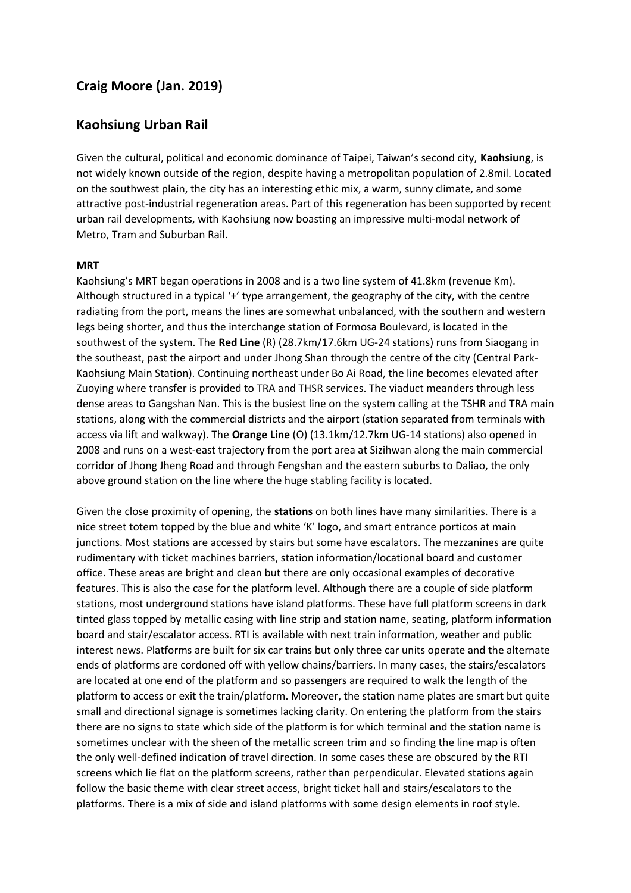## Craig Moore (Jan. 2019)

## Kaohsiung Urban Rail

Given the cultural, political and economic dominance of Taipei, Taiwan's second city, **Kaohsiung**, is not widely known outside of the region, despite having a metropolitan population of 2.8mil. Located on the southwest plain, the city has an interesting ethic mix, a warm, sunny climate, and some attractive post-industrial regeneration areas. Part of this regeneration has been supported by recent urban rail developments, with Kaohsiung now boasting an impressive multi-modal network of Metro, Tram and Suburban Rail.

**MRT**

Kaohsiung's MRT began operations in 2008 and is a two line system of 41.8km (revenue Km). Although structured in a typical '+' type arrangement, the geography of the city, with the centre radiating from the port, means the lines are somewhat unbalanced, with the southern and western legs being shorter, and thus the interchange station of Formosa Boulevard, is located in the southwest of the system. The **Red Line** (R) (28.7km/17.6km UG-24 stations) runs from Siaogang in the southeast, past the airport and under Jhong Shan through the centre of the city (Central Park-Kaohsiung Main Station). Continuing northeast under Bo Ai Road, the line becomes elevated after Zuoying where transfer is provided to TRA and THSR services. The viaduct meanders through less dense areas to Gangshan Nan. This is the busiest line on the system calling at the TSHR and TRA main stations, along with the commercial districts and the airport (station separated from terminals with access via lift and walkway). The **Orange Line** (O) (13.1km/12.7km UG-14 stations) also opened in 2008 and runs on a west-east trajectory from the port area at Sizihwan along the main commercial corridor of Jhong Jheng Road and through Fengshan and the eastern suburbs to Daliao, the only above ground station on the line where the huge stabling facility is located.

Given the close proximity of opening, the **stations** on both lines have many similarities. There is a nice street totem topped by the blue and white 'K' logo, and smart entrance porticos at main junctions. Most stations are accessed by stairs but some have escalators. The mezzanines are quite rudimentary with ticket machines barriers, station information/locational board and customer office. These areas are bright and clean but there are only occasional examples of decorative features. This is also the case for the platform level. Although there are a couple of side platform stations, most underground stations have island platforms. These have full platform screens in dark tinted glass topped by metallic casing with line strip and station name, seating, platform information board and stair/escalator access. RTI is available with next train information, weather and public interest news. Platforms are built for six car trains but only three car units operate and the alternate ends of platforms are cordoned off with yellow chains/barriers. In many cases, the stairs/escalators are located at one end of the platform and so passengers are required to walk the length of the platform to access or exit the train/platform. Moreover, the station name plates are smart but quite small and directional signage is sometimes lacking clarity. On entering the platform from the stairs there are no signs to state which side of the platform is for which terminal and the station name is sometimes unclear with the sheen of the metallic screen trim and so finding the line map is often the only well-defined indication of travel direction. In some cases these are obscured by the RTI screens which lie flat on the platform screens, rather than perpendicular. Elevated stations again follow the basic theme with clear street access, bright ticket hall and stairs/escalators to the platforms. There is a mix of side and island platforms with some design elements in roof style.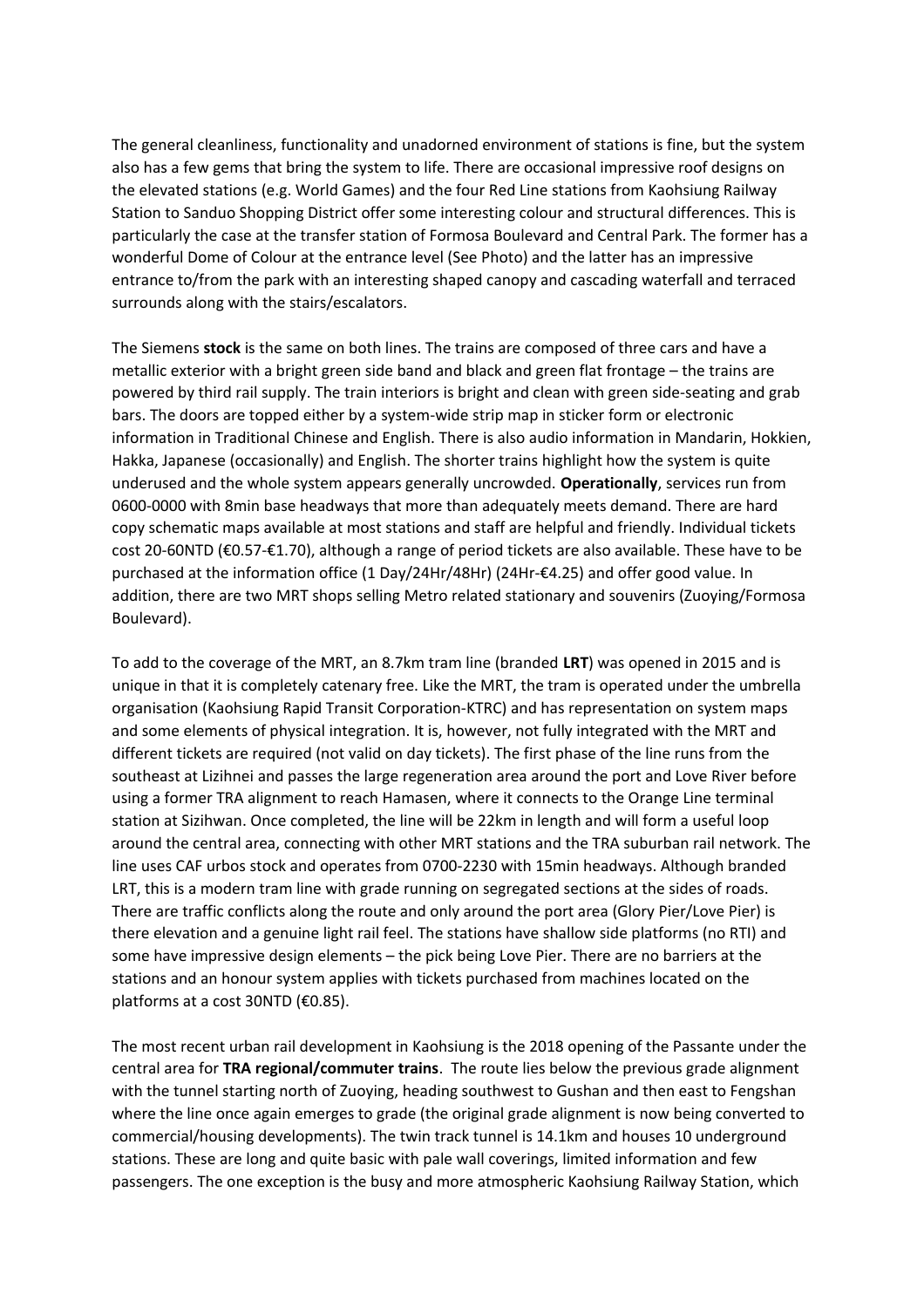The general cleanliness, functionality and unadorned environment of stations is fine, but the system also has a few gems that bring the system to life. There are occasional impressive roof designs on the elevated stations (e.g. World Games) and the four Red Line stations from Kaohsiung Railway Station to Sanduo Shopping District offer some interesting colour and structural differences. This is particularly the case at the transfer station of Formosa Boulevard and Central Park. The former has a wonderful Dome of Colour at the entrance level (See Photo) and the latter has an impressive entrance to/from the park with an interesting shaped canopy and cascading waterfall and terraced surrounds along with the stairs/escalators.

The Siemens **stock** is the same on both lines. The trains are composed of three cars and have a metallic exterior with a bright green side band and black and green flat frontage – the trains are powered by third rail supply. The train interiors is bright and clean with green side-seating and grab bars. The doors are topped either by a system-wide strip map in sticker form or electronic information in Traditional Chinese and English. There is also audio information in Mandarin, Hokkien, Hakka, Japanese (occasionally) and English. The shorter trains highlight how the system is quite underused and the whole system appears generally uncrowded. **Operationally**, services run from 0600-0000 with 8min base headways that more than adequately meets demand. There are hard copy schematic maps available at most stations and staff are helpful and friendly. Individual tickets cost 20-60NTD (€0.57-€1.70), although a range of period tickets are also available. These have to be purchased at the information office (1 Day/24Hr/48Hr) (24Hr-€4.25) and offer good value. In addition, there are two MRT shops selling Metro related stationary and souvenirs (Zuoying/Formosa Boulevard).

To add to the coverage of the MRT, an 8.7km tram line (branded **LRT**) was opened in 2015 and is unique in that it is completely catenary free. Like the MRT, the tram is operated under the umbrella organisation (Kaohsiung Rapid Transit Corporation-KTRC) and has representation on system maps and some elements of physical integration. It is, however, not fully integrated with the MRT and different tickets are required (not valid on day tickets). The first phase of the line runs from the southeast at Lizihnei and passes the large regeneration area around the port and Love River before using a former TRA alignment to reach Hamasen, where it connects to the Orange Line terminal station at Sizihwan. Once completed, the line will be 22km in length and will form a useful loop around the central area, connecting with other MRT stations and the TRA suburban rail network. The line uses CAF urbos stock and operates from 0700-2230 with 15min headways. Although branded LRT, this is a modern tram line with grade running on segregated sections at the sides of roads. There are traffic conflicts along the route and only around the port area (Glory Pier/Love Pier) is there elevation and a genuine light rail feel. The stations have shallow side platforms (no RTI) and some have impressive design elements – the pick being Love Pier. There are no barriers at the stations and an honour system applies with tickets purchased from machines located on the platforms at a cost 30NTD (€0.85).

The most recent urban rail development in Kaohsiung is the 2018 opening of the Passante under the central area for **TRA regional/commuter trains**. The route lies below the previous grade alignment with the tunnel starting north of Zuoying, heading southwest to Gushan and then east to Fengshan where the line once again emerges to grade (the original grade alignment is now being converted to commercial/housing developments). The twin track tunnel is 14.1km and houses 10 underground stations. These are long and quite basic with pale wall coverings, limited information and few passengers. The one exception is the busy and more atmospheric Kaohsiung Railway Station, which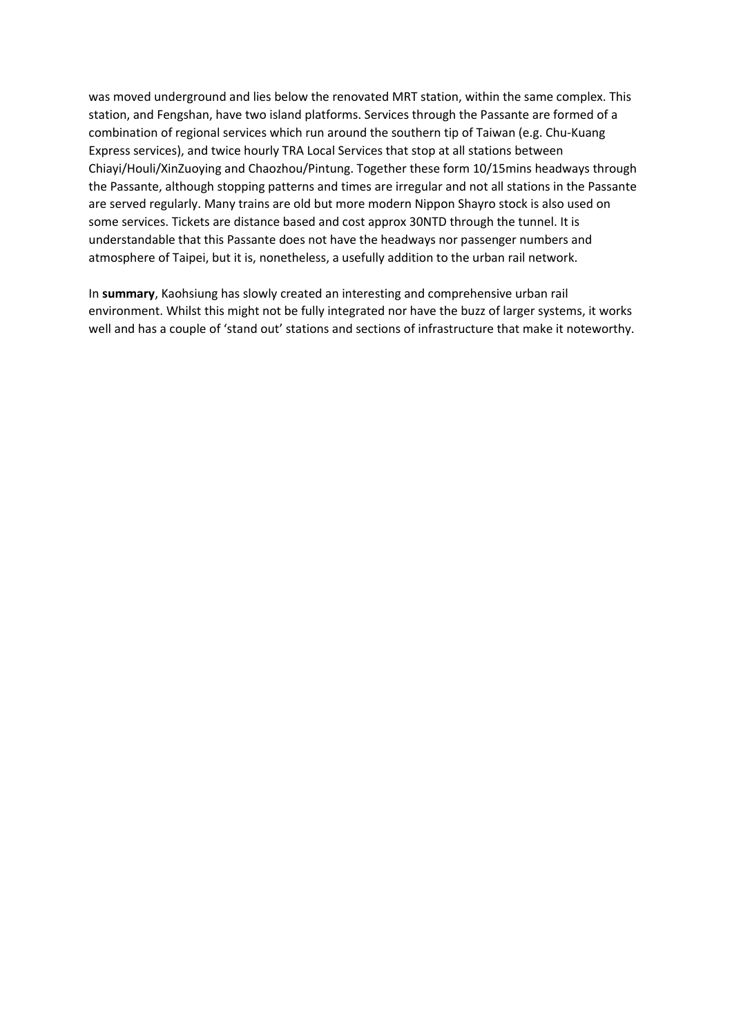was moved underground and lies below the renovated MRT station, within the same complex. This station, and Fengshan, have two island platforms. Services through the Passante are formed of a combination of regional services which run around the southern tip of Taiwan (e.g. Chu-Kuang Express services), and twice hourly TRA Local Services that stop at all stations between Chiayi/Houli/XinZuoying and Chaozhou/Pintung. Together these form 10/15mins headways through the Passante, although stopping patterns and times are irregular and not all stations in the Passante are served regularly. Many trains are old but more modern Nippon Shayro stock is also used on some services. Tickets are distance based and cost approx 30NTD through the tunnel. It is understandable that this Passante does not have the headways nor passenger numbers and atmosphere of Taipei, but it is, nonetheless, a usefully addition to the urban rail network.

In **summary**, Kaohsiung has slowly created an interesting and comprehensive urban rail environment. Whilst this might not be fully integrated nor have the buzz of larger systems, it works well and has a couple of 'stand out' stations and sections of infrastructure that make it noteworthy.